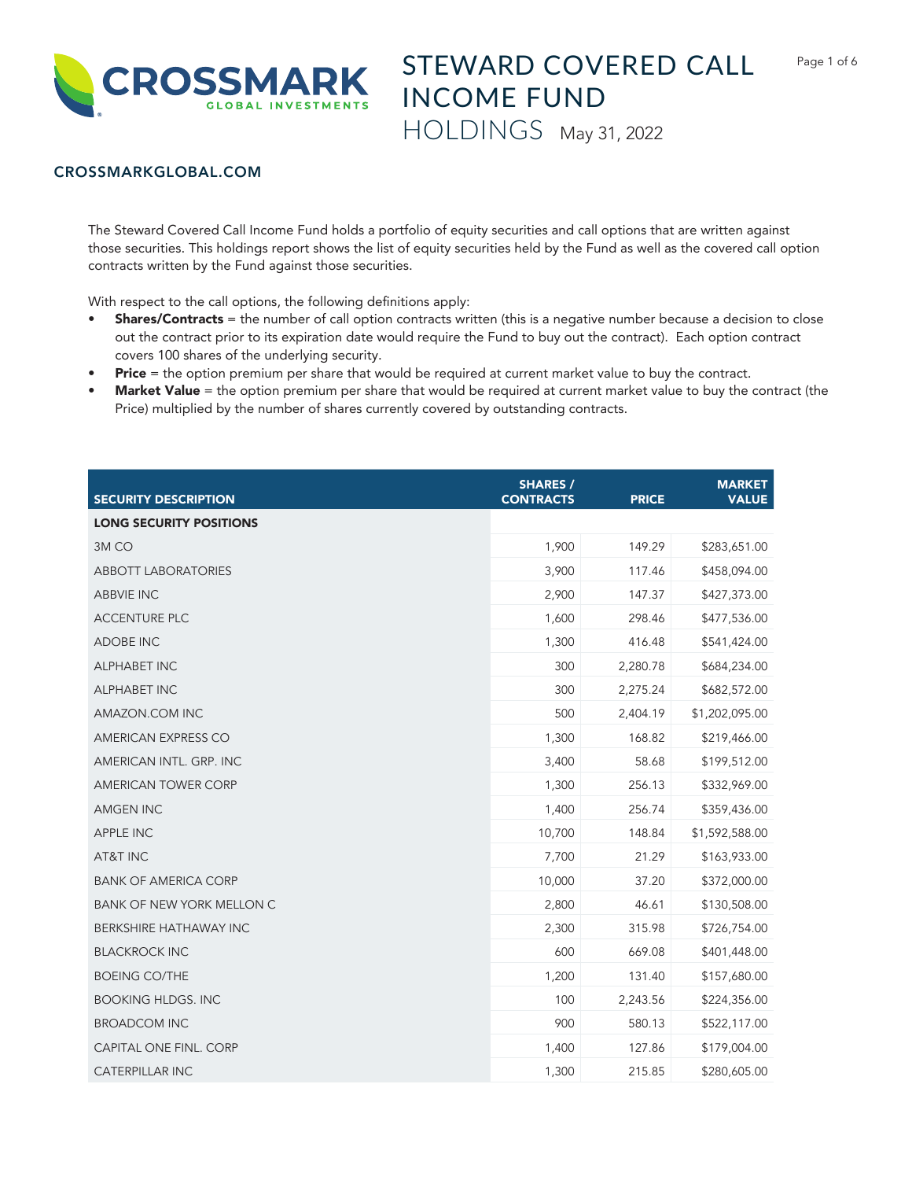# STEWARD COVERED CALL INCOME FUND

## HOLDINGS May 31, 2022

**CROSSMARKGLOBAL.COM**

The Steward Covered Call Income Fund holds a portfolio of equity securities and call options that are written against those securities. This holdings report shows the list of equity securities held by the Fund as well as the covered call option contracts written by the Fund against those securities.

With respect to the call options, the following definitions apply:

- **Shares/Contracts** = the number of call option contracts written (this is a negative number because a decision to close out the contract prior to its expiration date would require the Fund to buy out the contract). Each option contract covers 100 shares of the underlying security.
- **Price** = the option premium per share that would be required at current market value to buy the contract.
- **Market Value** = the option premium per share that would be required at current market value to buy the contract (the Price) multiplied by the number of shares currently covered by outstanding contracts.

| SECURITY DESCRIPTION | SHARES / CONTRACTS | PRICE | MARKET VALUE |
|---|---|---|---|
| **LONG SECURITY POSITIONS** | | | |
| 3M CO | 1,900 | 149.29 | $283,651.00 |
| ABBOTT LABORATORIES | 3,900 | 117.46 | $458,094.00 |
| ABBVIE INC | 2,900 | 147.37 | $427,373.00 |
| ACCENTURE PLC | 1,600 | 298.46 | $477,536.00 |
| ADOBE INC | 1,300 | 416.48 | $541,424.00 |
| ALPHABET INC | 300 | 2,280.78 | $684,234.00 |
| ALPHABET INC | 300 | 2,275.24 | $682,572.00 |
| AMAZON.COM INC | 500 | 2,404.19 | $1,202,095.00 |
| AMERICAN EXPRESS CO | 1,300 | 168.82 | $219,466.00 |
| AMERICAN INTL. GRP. INC | 3,400 | 58.68 | $199,512.00 |
| AMERICAN TOWER CORP | 1,300 | 256.13 | $332,969.00 |
| AMGEN INC | 1,400 | 256.74 | $359,436.00 |
| APPLE INC | 10,700 | 148.84 | $1,592,588.00 |
| AT&T INC | 7,700 | 21.29 | $163,933.00 |
| BANK OF AMERICA CORP | 10,000 | 37.20 | $372,000.00 |
| BANK OF NEW YORK MELLON C | 2,800 | 46.61 | $130,508.00 |
| BERKSHIRE HATHAWAY INC | 2,300 | 315.98 | $726,754.00 |
| BLACKROCK INC | 600 | 669.08 | $401,448.00 |
| BOEING CO/THE | 1,200 | 131.40 | $157,680.00 |
| BOOKING HLDGS. INC | 100 | 2,243.56 | $224,356.00 |
| BROADCOM INC | 900 | 580.13 | $522,117.00 |
| CAPITAL ONE FINL. CORP | 1,400 | 127.86 | $179,004.00 |
| CATERPILLAR INC | 1,300 | 215.85 | $280,605.00 |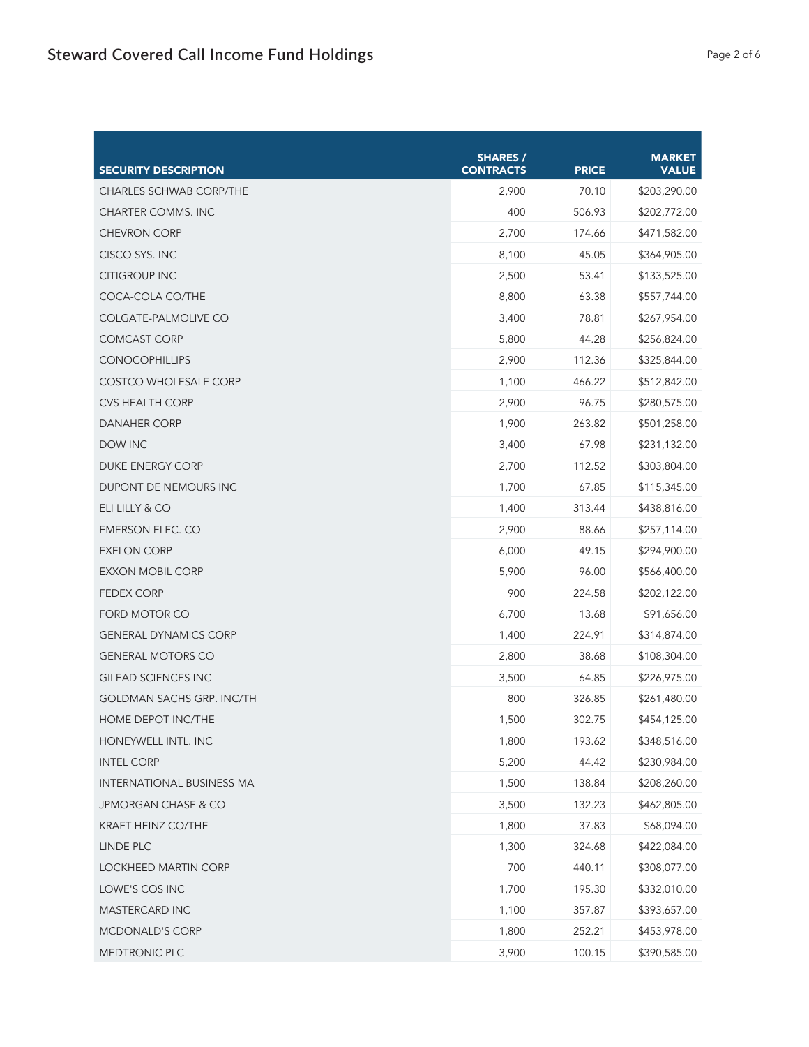## Steward Covered Call Income Fund Holdings

| SECURITY DESCRIPTION | SHARES / CONTRACTS | PRICE | MARKET VALUE |
|---|---|---|---|
| CHARLES SCHWAB CORP/THE | 2,900 | 70.10 | $203,290.00 |
| CHARTER COMMS. INC | 400 | 506.93 | $202,772.00 |
| CHEVRON CORP | 2,700 | 174.66 | $471,582.00 |
| CISCO SYS. INC | 8,100 | 45.05 | $364,905.00 |
| CITIGROUP INC | 2,500 | 53.41 | $133,525.00 |
| COCA-COLA CO/THE | 8,800 | 63.38 | $557,744.00 |
| COLGATE-PALMOLIVE CO | 3,400 | 78.81 | $267,954.00 |
| COMCAST CORP | 5,800 | 44.28 | $256,824.00 |
| CONOCOPHILLIPS | 2,900 | 112.36 | $325,844.00 |
| COSTCO WHOLESALE CORP | 1,100 | 466.22 | $512,842.00 |
| CVS HEALTH CORP | 2,900 | 96.75 | $280,575.00 |
| DANAHER CORP | 1,900 | 263.82 | $501,258.00 |
| DOW INC | 3,400 | 67.98 | $231,132.00 |
| DUKE ENERGY CORP | 2,700 | 112.52 | $303,804.00 |
| DUPONT DE NEMOURS INC | 1,700 | 67.85 | $115,345.00 |
| ELI LILLY & CO | 1,400 | 313.44 | $438,816.00 |
| EMERSON ELEC. CO | 2,900 | 88.66 | $257,114.00 |
| EXELON CORP | 6,000 | 49.15 | $294,900.00 |
| EXXON MOBIL CORP | 5,900 | 96.00 | $566,400.00 |
| FEDEX CORP | 900 | 224.58 | $202,122.00 |
| FORD MOTOR CO | 6,700 | 13.68 | $91,656.00 |
| GENERAL DYNAMICS CORP | 1,400 | 224.91 | $314,874.00 |
| GENERAL MOTORS CO | 2,800 | 38.68 | $108,304.00 |
| GILEAD SCIENCES INC | 3,500 | 64.85 | $226,975.00 |
| GOLDMAN SACHS GRP. INC/TH | 800 | 326.85 | $261,480.00 |
| HOME DEPOT INC/THE | 1,500 | 302.75 | $454,125.00 |
| HONEYWELL INTL. INC | 1,800 | 193.62 | $348,516.00 |
| INTEL CORP | 5,200 | 44.42 | $230,984.00 |
| INTERNATIONAL BUSINESS MA | 1,500 | 138.84 | $208,260.00 |
| JPMORGAN CHASE & CO | 3,500 | 132.23 | $462,805.00 |
| KRAFT HEINZ CO/THE | 1,800 | 37.83 | $68,094.00 |
| LINDE PLC | 1,300 | 324.68 | $422,084.00 |
| LOCKHEED MARTIN CORP | 700 | 440.11 | $308,077.00 |
| LOWE'S COS INC | 1,700 | 195.30 | $332,010.00 |
| MASTERCARD INC | 1,100 | 357.87 | $393,657.00 |
| MCDONALD'S CORP | 1,800 | 252.21 | $453,978.00 |
| MEDTRONIC PLC | 3,900 | 100.15 | $390,585.00 |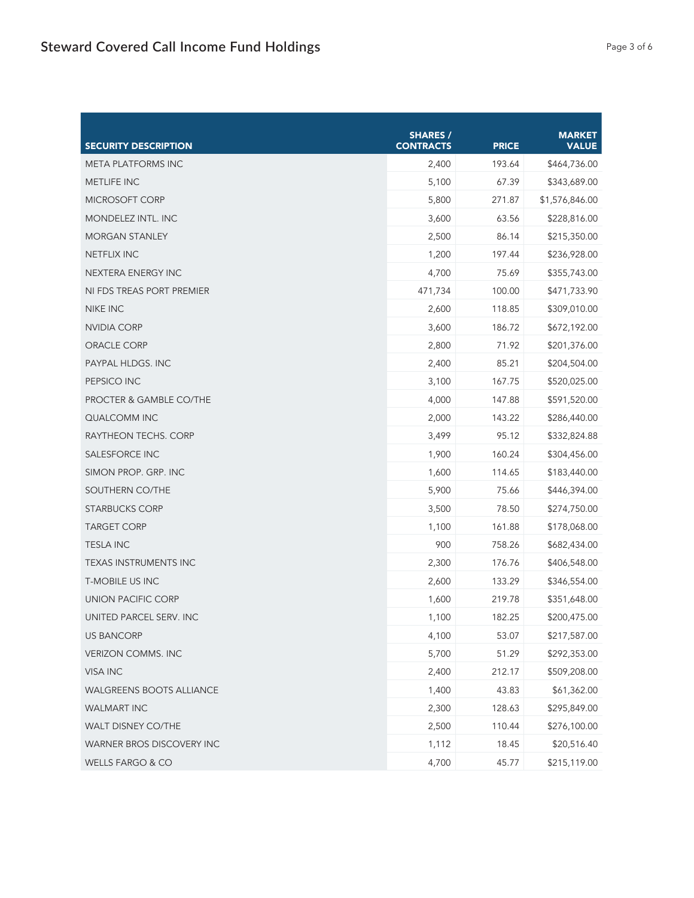| SECURITY DESCRIPTION | SHARES / CONTRACTS | PRICE | MARKET VALUE |
|---|---|---|---|
| META PLATFORMS INC | 2,400 | 193.64 | $464,736.00 |
| METLIFE INC | 5,100 | 67.39 | $343,689.00 |
| MICROSOFT CORP | 5,800 | 271.87 | $1,576,846.00 |
| MONDELEZ INTL. INC | 3,600 | 63.56 | $228,816.00 |
| MORGAN STANLEY | 2,500 | 86.14 | $215,350.00 |
| NETFLIX INC | 1,200 | 197.44 | $236,928.00 |
| NEXTERA ENERGY INC | 4,700 | 75.69 | $355,743.00 |
| NI FDS TREAS PORT PREMIER | 471,734 | 100.00 | $471,733.90 |
| NIKE INC | 2,600 | 118.85 | $309,010.00 |
| NVIDIA CORP | 3,600 | 186.72 | $672,192.00 |
| ORACLE CORP | 2,800 | 71.92 | $201,376.00 |
| PAYPAL HLDGS. INC | 2,400 | 85.21 | $204,504.00 |
| PEPSICO INC | 3,100 | 167.75 | $520,025.00 |
| PROCTER & GAMBLE CO/THE | 4,000 | 147.88 | $591,520.00 |
| QUALCOMM INC | 2,000 | 143.22 | $286,440.00 |
| RAYTHEON TECHS. CORP | 3,499 | 95.12 | $332,824.88 |
| SALESFORCE INC | 1,900 | 160.24 | $304,456.00 |
| SIMON PROP. GRP. INC | 1,600 | 114.65 | $183,440.00 |
| SOUTHERN CO/THE | 5,900 | 75.66 | $446,394.00 |
| STARBUCKS CORP | 3,500 | 78.50 | $274,750.00 |
| TARGET CORP | 1,100 | 161.88 | $178,068.00 |
| TESLA INC | 900 | 758.26 | $682,434.00 |
| TEXAS INSTRUMENTS INC | 2,300 | 176.76 | $406,548.00 |
| T-MOBILE US INC | 2,600 | 133.29 | $346,554.00 |
| UNION PACIFIC CORP | 1,600 | 219.78 | $351,648.00 |
| UNITED PARCEL SERV. INC | 1,100 | 182.25 | $200,475.00 |
| US BANCORP | 4,100 | 53.07 | $217,587.00 |
| VERIZON COMMS. INC | 5,700 | 51.29 | $292,353.00 |
| VISA INC | 2,400 | 212.17 | $509,208.00 |
| WALGREENS BOOTS ALLIANCE | 1,400 | 43.83 | $61,362.00 |
| WALMART INC | 2,300 | 128.63 | $295,849.00 |
| WALT DISNEY CO/THE | 2,500 | 110.44 | $276,100.00 |
| WARNER BROS DISCOVERY INC | 1,112 | 18.45 | $20,516.40 |
| WELLS FARGO & CO | 4,700 | 45.77 | $215,119.00 |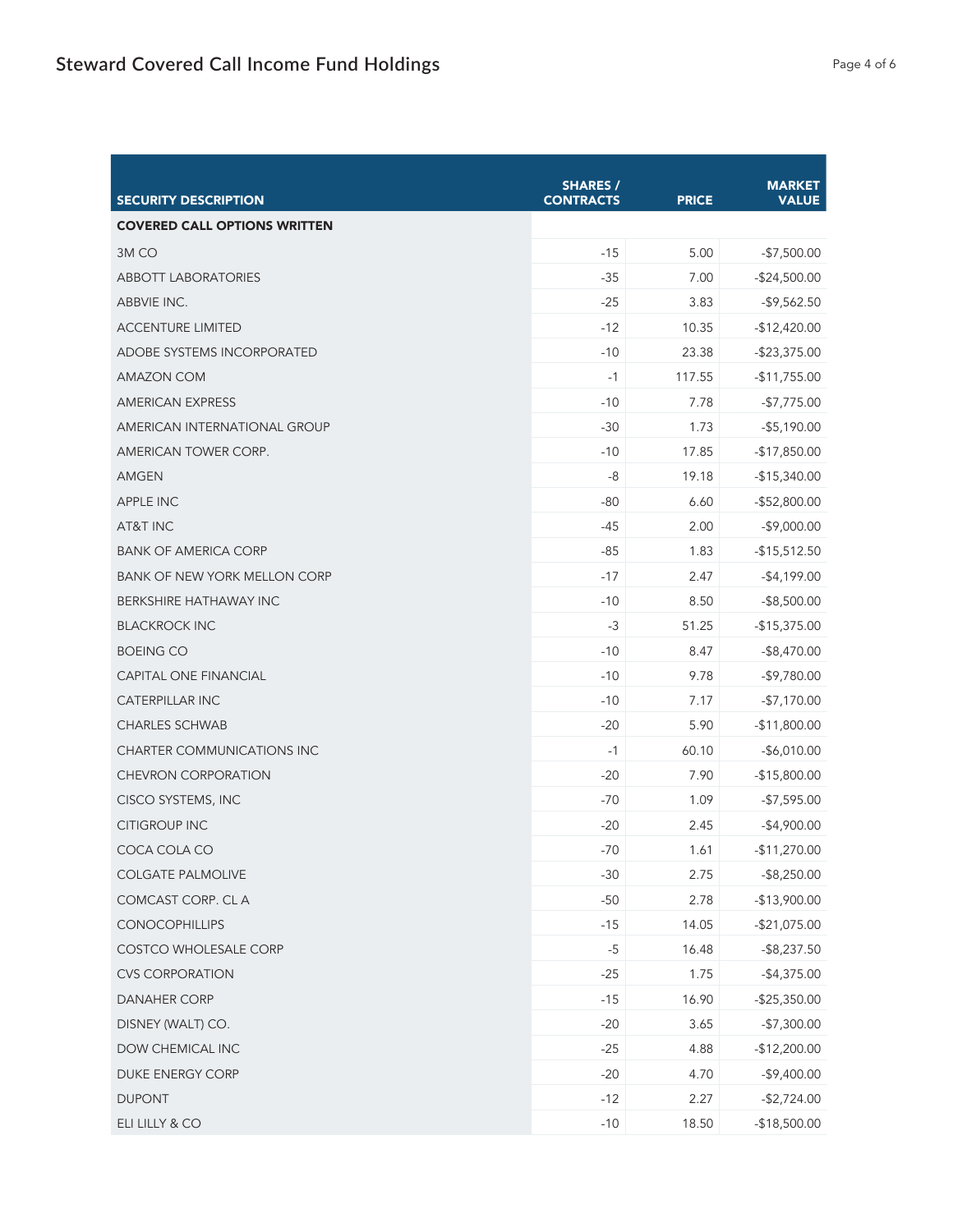## Steward Covered Call Income Fund Holdings

| SECURITY DESCRIPTION | SHARES / CONTRACTS | PRICE | MARKET VALUE |
|---|---|---|---|
| **COVERED CALL OPTIONS WRITTEN** | | | |
| 3M CO | -15 | 5.00 | -$7,500.00 |
| ABBOTT LABORATORIES | -35 | 7.00 | -$24,500.00 |
| ABBVIE INC. | -25 | 3.83 | -$9,562.50 |
| ACCENTURE LIMITED | -12 | 10.35 | -$12,420.00 |
| ADOBE SYSTEMS INCORPORATED | -10 | 23.38 | -$23,375.00 |
| AMAZON COM | -1 | 117.55 | -$11,755.00 |
| AMERICAN EXPRESS | -10 | 7.78 | -$7,775.00 |
| AMERICAN INTERNATIONAL GROUP | -30 | 1.73 | -$5,190.00 |
| AMERICAN TOWER CORP. | -10 | 17.85 | -$17,850.00 |
| AMGEN | -8 | 19.18 | -$15,340.00 |
| APPLE INC | -80 | 6.60 | -$52,800.00 |
| AT&T INC | -45 | 2.00 | -$9,000.00 |
| BANK OF AMERICA CORP | -85 | 1.83 | -$15,512.50 |
| BANK OF NEW YORK MELLON CORP | -17 | 2.47 | -$4,199.00 |
| BERKSHIRE HATHAWAY INC | -10 | 8.50 | -$8,500.00 |
| BLACKROCK INC | -3 | 51.25 | -$15,375.00 |
| BOEING CO | -10 | 8.47 | -$8,470.00 |
| CAPITAL ONE FINANCIAL | -10 | 9.78 | -$9,780.00 |
| CATERPILLAR INC | -10 | 7.17 | -$7,170.00 |
| CHARLES SCHWAB | -20 | 5.90 | -$11,800.00 |
| CHARTER COMMUNICATIONS INC | -1 | 60.10 | -$6,010.00 |
| CHEVRON CORPORATION | -20 | 7.90 | -$15,800.00 |
| CISCO SYSTEMS, INC | -70 | 1.09 | -$7,595.00 |
| CITIGROUP INC | -20 | 2.45 | -$4,900.00 |
| COCA COLA CO | -70 | 1.61 | -$11,270.00 |
| COLGATE PALMOLIVE | -30 | 2.75 | -$8,250.00 |
| COMCAST CORP. CL A | -50 | 2.78 | -$13,900.00 |
| CONOCOPHILLIPS | -15 | 14.05 | -$21,075.00 |
| COSTCO WHOLESALE CORP | -5 | 16.48 | -$8,237.50 |
| CVS CORPORATION | -25 | 1.75 | -$4,375.00 |
| DANAHER CORP | -15 | 16.90 | -$25,350.00 |
| DISNEY (WALT) CO. | -20 | 3.65 | -$7,300.00 |
| DOW CHEMICAL INC | -25 | 4.88 | -$12,200.00 |
| DUKE ENERGY CORP | -20 | 4.70 | -$9,400.00 |
| DUPONT | -12 | 2.27 | -$2,724.00 |
| ELI LILLY & CO | -10 | 18.50 | -$18,500.00 |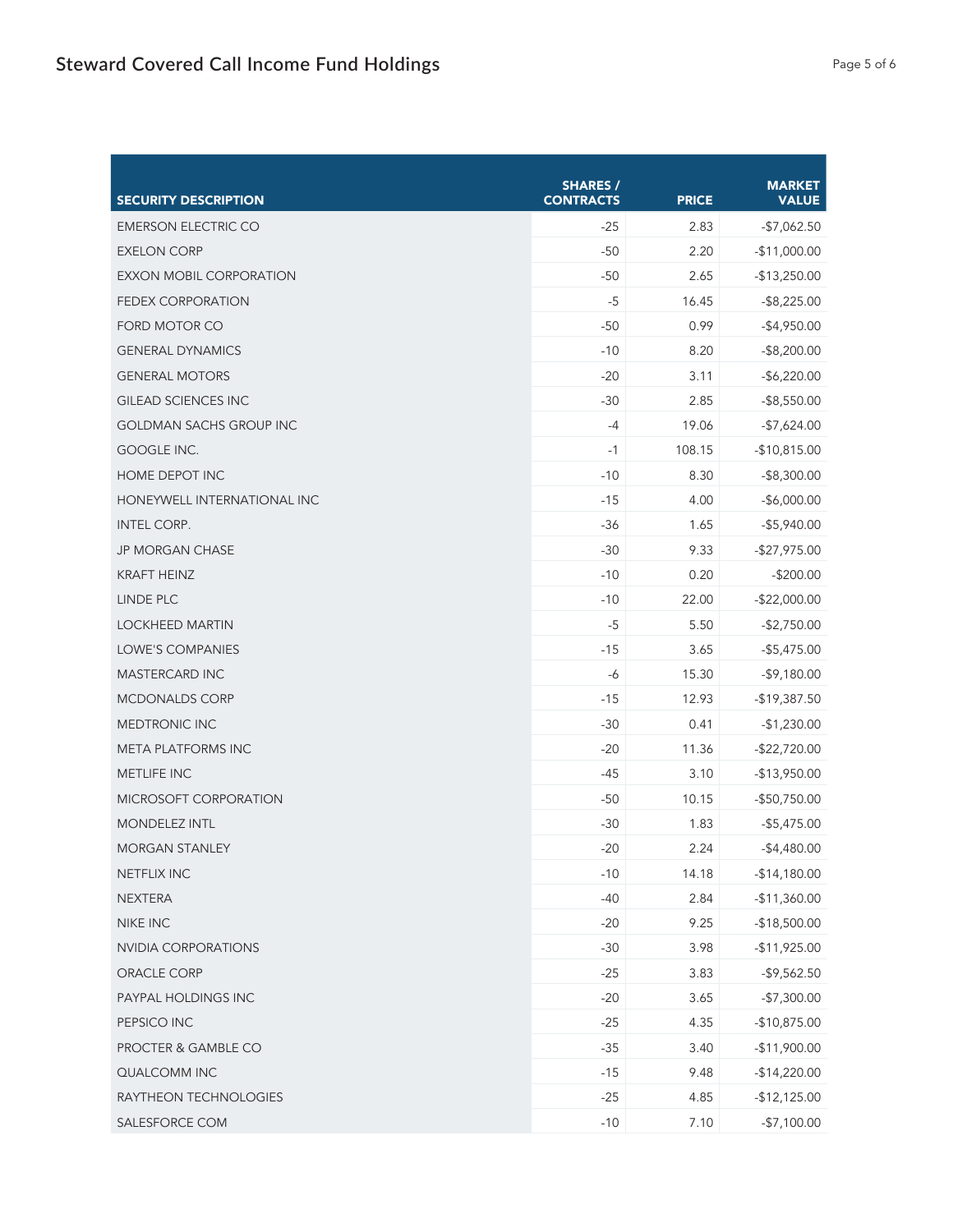# Steward Covered Call Income Fund Holdings

| SECURITY DESCRIPTION | SHARES / CONTRACTS | PRICE | MARKET VALUE |
|---|---|---|---|
| EMERSON ELECTRIC CO | -25 | 2.83 | -$7,062.50 |
| EXELON CORP | -50 | 2.20 | -$11,000.00 |
| EXXON MOBIL CORPORATION | -50 | 2.65 | -$13,250.00 |
| FEDEX CORPORATION | -5 | 16.45 | -$8,225.00 |
| FORD MOTOR CO | -50 | 0.99 | -$4,950.00 |
| GENERAL DYNAMICS | -10 | 8.20 | -$8,200.00 |
| GENERAL MOTORS | -20 | 3.11 | -$6,220.00 |
| GILEAD SCIENCES INC | -30 | 2.85 | -$8,550.00 |
| GOLDMAN SACHS GROUP INC | -4 | 19.06 | -$7,624.00 |
| GOOGLE INC. | -1 | 108.15 | -$10,815.00 |
| HOME DEPOT INC | -10 | 8.30 | -$8,300.00 |
| HONEYWELL INTERNATIONAL INC | -15 | 4.00 | -$6,000.00 |
| INTEL CORP. | -36 | 1.65 | -$5,940.00 |
| JP MORGAN CHASE | -30 | 9.33 | -$27,975.00 |
| KRAFT HEINZ | -10 | 0.20 | -$200.00 |
| LINDE PLC | -10 | 22.00 | -$22,000.00 |
| LOCKHEED MARTIN | -5 | 5.50 | -$2,750.00 |
| LOWE'S COMPANIES | -15 | 3.65 | -$5,475.00 |
| MASTERCARD INC | -6 | 15.30 | -$9,180.00 |
| MCDONALDS CORP | -15 | 12.93 | -$19,387.50 |
| MEDTRONIC INC | -30 | 0.41 | -$1,230.00 |
| META PLATFORMS INC | -20 | 11.36 | -$22,720.00 |
| METLIFE INC | -45 | 3.10 | -$13,950.00 |
| MICROSOFT CORPORATION | -50 | 10.15 | -$50,750.00 |
| MONDELEZ INTL | -30 | 1.83 | -$5,475.00 |
| MORGAN STANLEY | -20 | 2.24 | -$4,480.00 |
| NETFLIX INC | -10 | 14.18 | -$14,180.00 |
| NEXTERA | -40 | 2.84 | -$11,360.00 |
| NIKE INC | -20 | 9.25 | -$18,500.00 |
| NVIDIA CORPORATIONS | -30 | 3.98 | -$11,925.00 |
| ORACLE CORP | -25 | 3.83 | -$9,562.50 |
| PAYPAL HOLDINGS INC | -20 | 3.65 | -$7,300.00 |
| PEPSICO INC | -25 | 4.35 | -$10,875.00 |
| PROCTER & GAMBLE CO | -35 | 3.40 | -$11,900.00 |
| QUALCOMM INC | -15 | 9.48 | -$14,220.00 |
| RAYTHEON TECHNOLOGIES | -25 | 4.85 | -$12,125.00 |
| SALESFORCE COM | -10 | 7.10 | -$7,100.00 |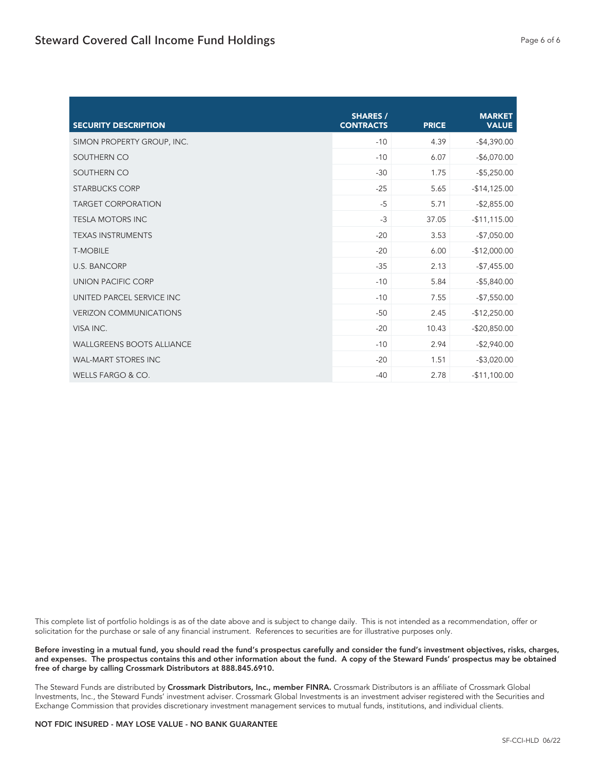# Steward Covered Call Income Fund Holdings

| SECURITY DESCRIPTION | SHARES / CONTRACTS | PRICE | MARKET VALUE |
|---|---|---|---|
| SIMON PROPERTY GROUP, INC. | -10 | 4.39 | -$4,390.00 |
| SOUTHERN CO | -10 | 6.07 | -$6,070.00 |
| SOUTHERN CO | -30 | 1.75 | -$5,250.00 |
| STARBUCKS CORP | -25 | 5.65 | -$14,125.00 |
| TARGET CORPORATION | -5 | 5.71 | -$2,855.00 |
| TESLA MOTORS INC | -3 | 37.05 | -$11,115.00 |
| TEXAS INSTRUMENTS | -20 | 3.53 | -$7,050.00 |
| T-MOBILE | -20 | 6.00 | -$12,000.00 |
| U.S. BANCORP | -35 | 2.13 | -$7,455.00 |
| UNION PACIFIC CORP | -10 | 5.84 | -$5,840.00 |
| UNITED PARCEL SERVICE INC | -10 | 7.55 | -$7,550.00 |
| VERIZON COMMUNICATIONS | -50 | 2.45 | -$12,250.00 |
| VISA INC. | -20 | 10.43 | -$20,850.00 |
| WALLGREENS BOOTS ALLIANCE | -10 | 2.94 | -$2,940.00 |
| WAL-MART STORES INC | -20 | 1.51 | -$3,020.00 |
| WELLS FARGO & CO. | -40 | 2.78 | -$11,100.00 |

This complete list of portfolio holdings is as of the date above and is subject to change daily. This is not intended as a recommendation, offer or solicitation for the purchase or sale of any financial instrument. References to securities are for illustrative purposes only.

**Before investing in a mutual fund, you should read the fund's prospectus carefully and consider the fund's investment objectives, risks, charges, and expenses. The prospectus contains this and other information about the fund. A copy of the Steward Funds' prospectus may be obtained free of charge by calling Crossmark Distributors at 888.845.6910.**

The Steward Funds are distributed by **Crossmark Distributors, Inc., member FINRA.** Crossmark Distributors is an affiliate of Crossmark Global Investments, Inc., the Steward Funds' investment adviser. Crossmark Global Investments is an investment adviser registered with the Securities and Exchange Commission that provides discretionary investment management services to mutual funds, institutions, and individual clients.

**NOT FDIC INSURED - MAY LOSE VALUE - NO BANK GUARANTEE**

SF-CCI-HLD 06/22